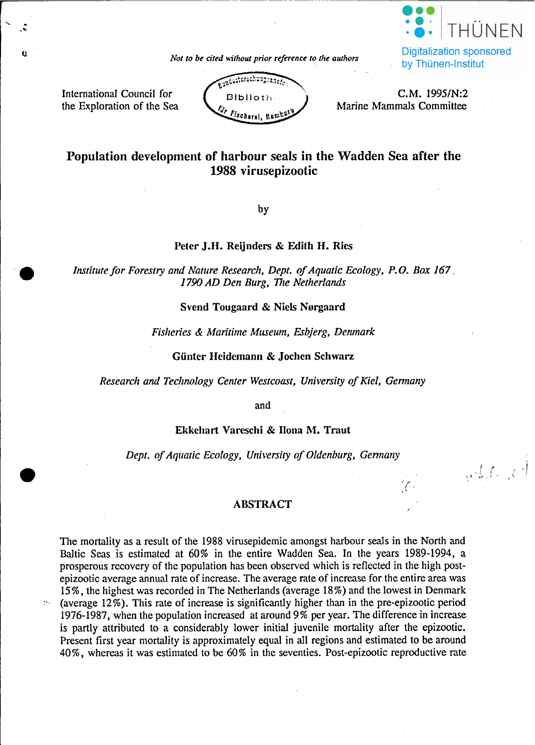*Not to be cited without prior reference to the authors*

International Council for the Exploration of the Sea

C.M. 1995/N:2
Marine Mammals Committee

# Population development of harbour seals in the Wadden Sea after the 1988 virusepizootic

by

**Peter J.H. Reijnders & Edith H. Ries**

*Institute for Forestry and Nature Research, Dept. of Aquatic Ecology, P.O. Box 167, 1790 AD Den Burg, The Netherlands*

**Svend Tougaard & Niels Nørgaard**

*Fisheries & Maritime Museum, Esbjerg, Denmark*

**Günter Heidemann & Jochen Schwarz**

*Research and Technology Center Westcoast, University of Kiel, Germany*

and

**Ekkehart Vareschi & Ilona M. Traut**

*Dept. of Aquatic Ecology, University of Oldenburg, Germany*

## ABSTRACT

The mortality as a result of the 1988 virusepidemic amongst harbour seals in the North and Baltic Seas is estimated at 60% in the entire Wadden Sea. In the years 1989-1994, a prosperous recovery of the population has been observed which is reflected in the high post-epizootic average annual rate of increase. The average rate of increase for the entire area was 15%, the highest was recorded in The Netherlands (average 18%) and the lowest in Denmark (average 12%). This rate of increase is significantly higher than in the pre-epizootic period 1976-1987, when the population increased at around 9% per year. The difference in increase is partly attributed to a considerably lower initial juvenile mortality after the epizootic. Present first year mortality is approximately equal in all regions and estimated to be around 40%, whereas it was estimated to be 60% in the seventies. Post-epizootic reproductive rate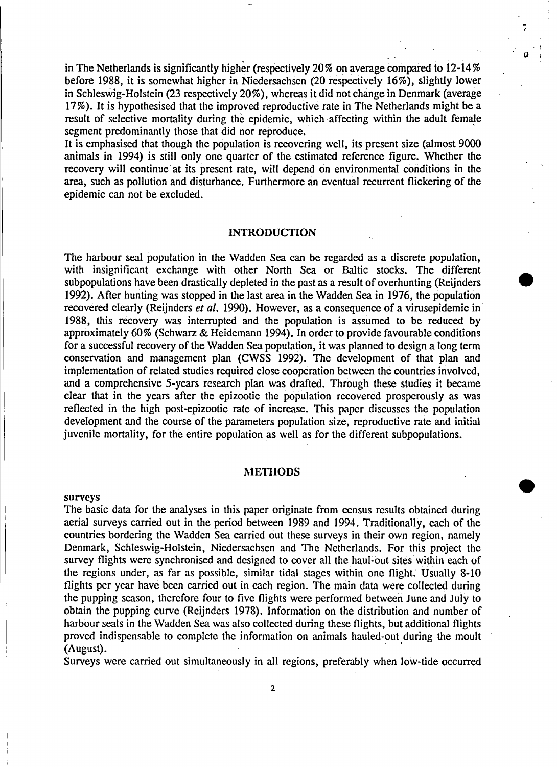in The Netherlands is significantly higher (respectively 20% on average compared to 12-14% before 1988, it is somewhat higher in Niedersachsen (20 respectively 16%), slightly lower in Schleswig-Holstein (23 respectively 20%), whereas it did not change in Denmark (average 17%). It is hypothesised that the improved reproductive rate in The Netherlands might be a result of selective mortality during the epidemic, which affecting within the adult female segment predominantly those that did nor reproduce.

It is emphasised that though the population is recovering well, its present size (almost 9000 animals in 1994) is still only one quarter of the estimated reference figure. Whether the recovery will continue at its present rate, will depend on environmental conditions in the area, such as pollution and disturbance. Furthermore an eventual recurrent flickering of the epidemic can not be excluded.

## INTRODUCTION

The harbour seal population in the Wadden Sea can be regarded as a discrete population, with insignificant exchange with other North Sea or Baltic stocks. The different subpopulations have been drastically depleted in the past as a result of overhunting (Reijnders 1992). After hunting was stopped in the last area in the Wadden Sea in 1976, the population recovered clearly (Reijnders *et al.* 1990). However, as a consequence of a virusepidemic in 1988, this recovery was interrupted and the population is assumed to be reduced by approximately 60% (Schwarz & Heidemann 1994). In order to provide favourable conditions for a successful recovery of the Wadden Sea population, it was planned to design a long term conservation and management plan (CWSS 1992). The development of that plan and implementation of related studies required close cooperation between the countries involved, and a comprehensive 5-years research plan was drafted. Through these studies it became clear that in the years after the epizootic the population recovered prosperously as was reflected in the high post-epizootic rate of increase. This paper discusses the population development and the course of the parameters population size, reproductive rate and initial juvenile mortality, for the entire population as well as for the different subpopulations.

## METHODS

### surveys

The basic data for the analyses in this paper originate from census results obtained during aerial surveys carried out in the period between 1989 and 1994. Traditionally, each of the countries bordering the Wadden Sea carried out these surveys in their own region, namely Denmark, Schleswig-Holstein, Niedersachsen and The Netherlands. For this project the survey flights were synchronised and designed to cover all the haul-out sites within each of the regions under, as far as possible, similar tidal stages within one flight. Usually 8-10 flights per year have been carried out in each region. The main data were collected during the pupping season, therefore four to five flights were performed between June and July to obtain the pupping curve (Reijnders 1978). Information on the distribution and number of harbour seals in the Wadden Sea was also collected during these flights, but additional flights proved indispensable to complete the information on animals hauled-out during the moult (August).

Surveys were carried out simultaneously in all regions, preferably when low-tide occurred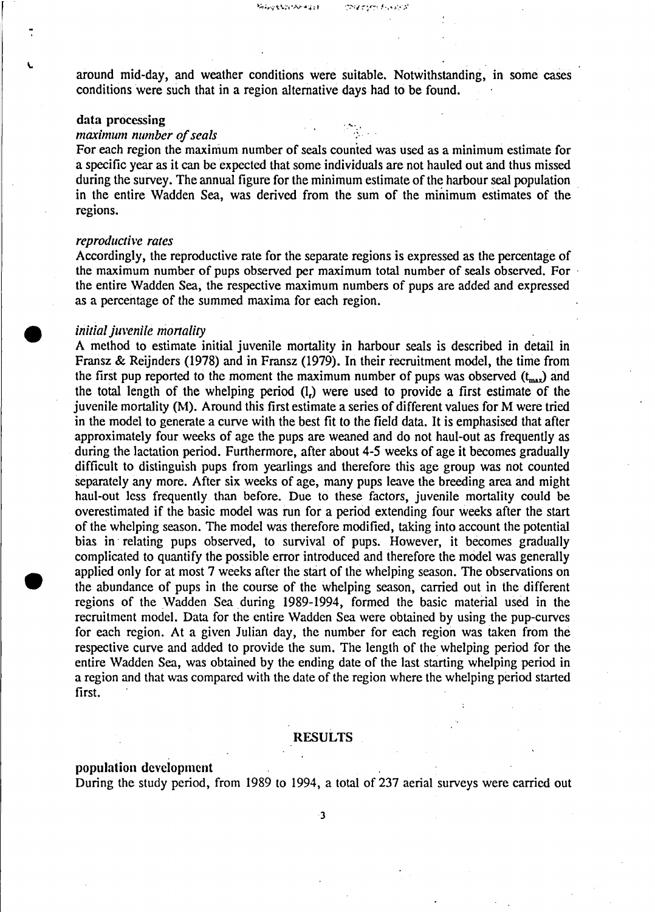around mid-day, and weather conditions were suitable. Notwithstanding, in some cases conditions were such that in a region alternative days had to be found.

### data processing

*maximum number of seals*

For each region the maximum number of seals counted was used as a minimum estimate for a specific year as it can be expected that some individuals are not hauled out and thus missed during the survey. The annual figure for the minimum estimate of the harbour seal population in the entire Wadden Sea, was derived from the sum of the minimum estimates of the regions.

*reproductive rates*

Accordingly, the reproductive rate for the separate regions is expressed as the percentage of the maximum number of pups observed per maximum total number of seals observed. For the entire Wadden Sea, the respective maximum numbers of pups are added and expressed as a percentage of the summed maxima for each region.

*initial juvenile mortality*

A method to estimate initial juvenile mortality in harbour seals is described in detail in Fransz & Reijnders (1978) and in Fransz (1979). In their recruitment model, the time from the first pup reported to the moment the maximum number of pups was observed ($t_{max}$) and the total length of the whelping period ($l_r$) were used to provide a first estimate of the juvenile mortality (M). Around this first estimate a series of different values for M were tried in the model to generate a curve with the best fit to the field data. It is emphasised that after approximately four weeks of age the pups are weaned and do not haul-out as frequently as during the lactation period. Furthermore, after about 4-5 weeks of age it becomes gradually difficult to distinguish pups from yearlings and therefore this age group was not counted separately any more. After six weeks of age, many pups leave the breeding area and might haul-out less frequently than before. Due to these factors, juvenile mortality could be overestimated if the basic model was run for a period extending four weeks after the start of the whelping season. The model was therefore modified, taking into account the potential bias in relating pups observed, to survival of pups. However, it becomes gradually complicated to quantify the possible error introduced and therefore the model was generally applied only for at most 7 weeks after the start of the whelping season. The observations on the abundance of pups in the course of the whelping season, carried out in the different regions of the Wadden Sea during 1989-1994, formed the basic material used in the recruitment model. Data for the entire Wadden Sea were obtained by using the pup-curves for each region. At a given Julian day, the number for each region was taken from the respective curve and added to provide the sum. The length of the whelping period for the entire Wadden Sea, was obtained by the ending date of the last starting whelping period in a region and that was compared with the date of the region where the whelping period started first.

## RESULTS

### population development

During the study period, from 1989 to 1994, a total of 237 aerial surveys were carried out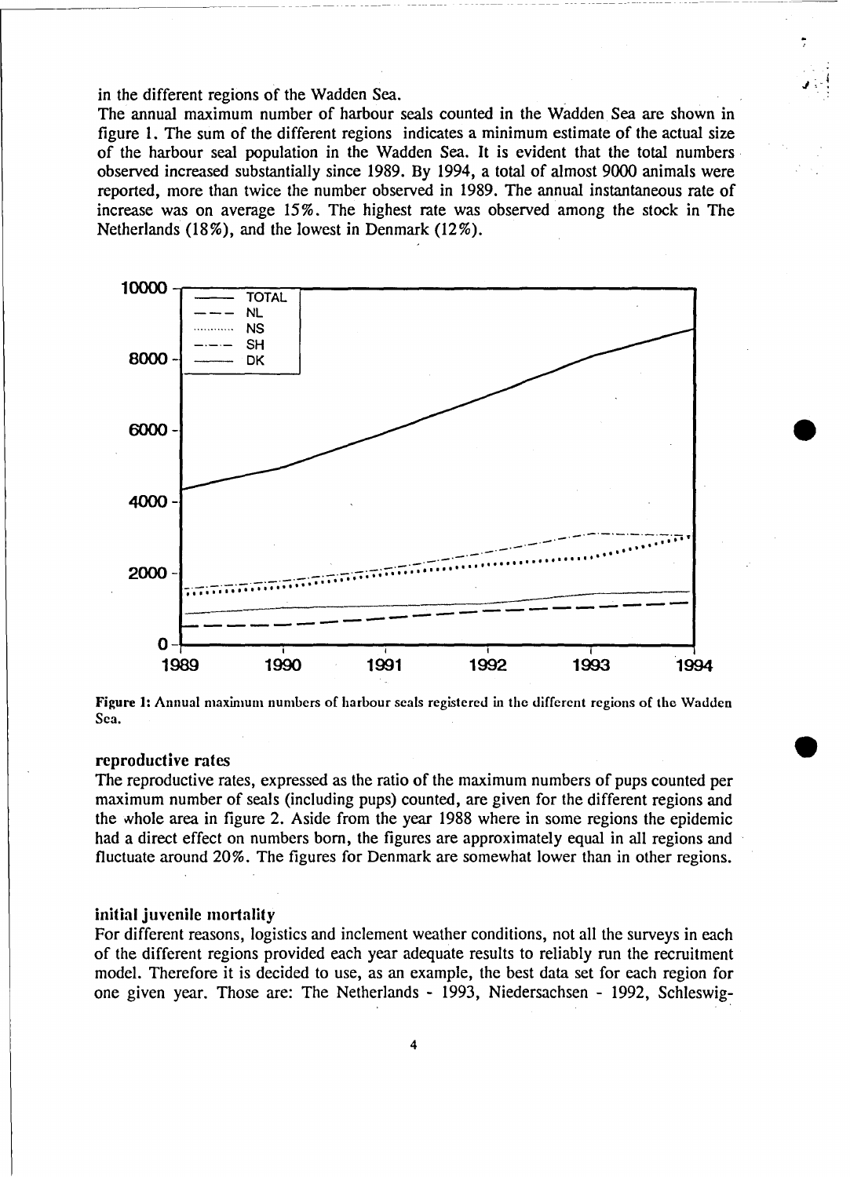in the different regions of the Wadden Sea.

The annual maximum number of harbour seals counted in the Wadden Sea are shown in figure 1. The sum of the different regions indicates a minimum estimate of the actual size of the harbour seal population in the Wadden Sea. It is evident that the total numbers observed increased substantially since 1989. By 1994, a total of almost 9000 animals were reported, more than twice the number observed in 1989. The annual instantaneous rate of increase was on average 15%. The highest rate was observed among the stock in The Netherlands (18%), and the lowest in Denmark (12%).

**Figure 1:** Annual maximum numbers of harbour seals registered in the different regions of the Wadden Sea.

## reproductive rates

The reproductive rates, expressed as the ratio of the maximum numbers of pups counted per maximum number of seals (including pups) counted, are given for the different regions and the whole area in figure 2. Aside from the year 1988 where in some regions the epidemic had a direct effect on numbers born, the figures are approximately equal in all regions and fluctuate around 20%. The figures for Denmark are somewhat lower than in other regions.

## initial juvenile mortality

For different reasons, logistics and inclement weather conditions, not all the surveys in each of the different regions provided each year adequate results to reliably run the recruitment model. Therefore it is decided to use, as an example, the best data set for each region for one given year. Those are: The Netherlands - 1993, Niedersachsen - 1992, Schleswig-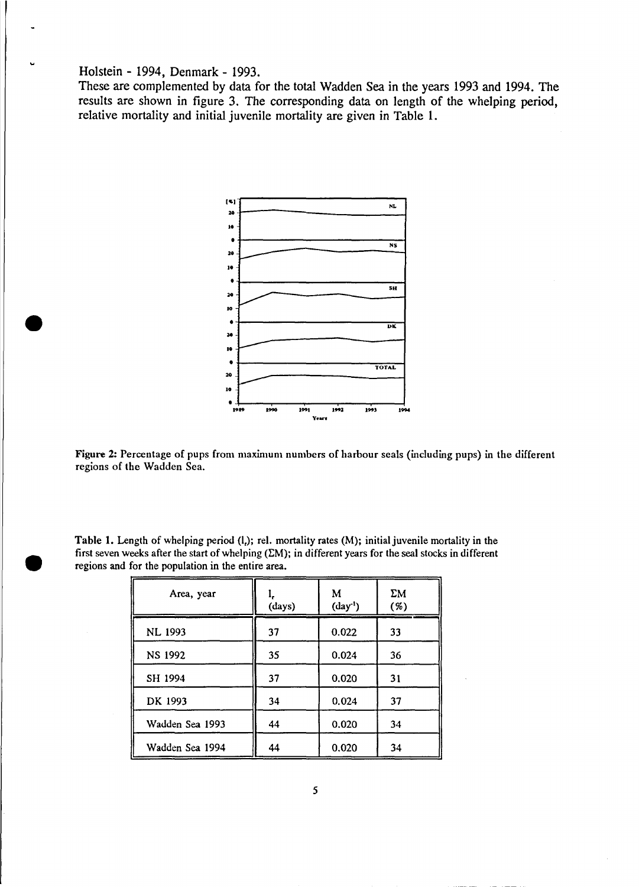Holstein - 1994, Denmark - 1993.

These are complemented by data for the total Wadden Sea in the years 1993 and 1994. The results are shown in figure 3. The corresponding data on length of the whelping period, relative mortality and initial juvenile mortality are given in Table 1.

**Figure 2:** Percentage of pups from maximum numbers of harbour seals (including pups) in the different regions of the Wadden Sea.

**Table 1.** Length of whelping period ($l_r$); rel. mortality rates (M); initial juvenile mortality in the first seven weeks after the start of whelping ($\Sigma M$); in different years for the seal stocks in different regions and for the population in the entire area.

| Area, year | $l_r$ (days) | M ($day^{-1}$) | $\Sigma M$ (%) |
|---|---|---|---|
| NL 1993 | 37 | 0.022 | 33 |
| NS 1992 | 35 | 0.024 | 36 |
| SH 1994 | 37 | 0.020 | 31 |
| DK 1993 | 34 | 0.024 | 37 |
| Wadden Sea 1993 | 44 | 0.020 | 34 |
| Wadden Sea 1994 | 44 | 0.020 | 34 |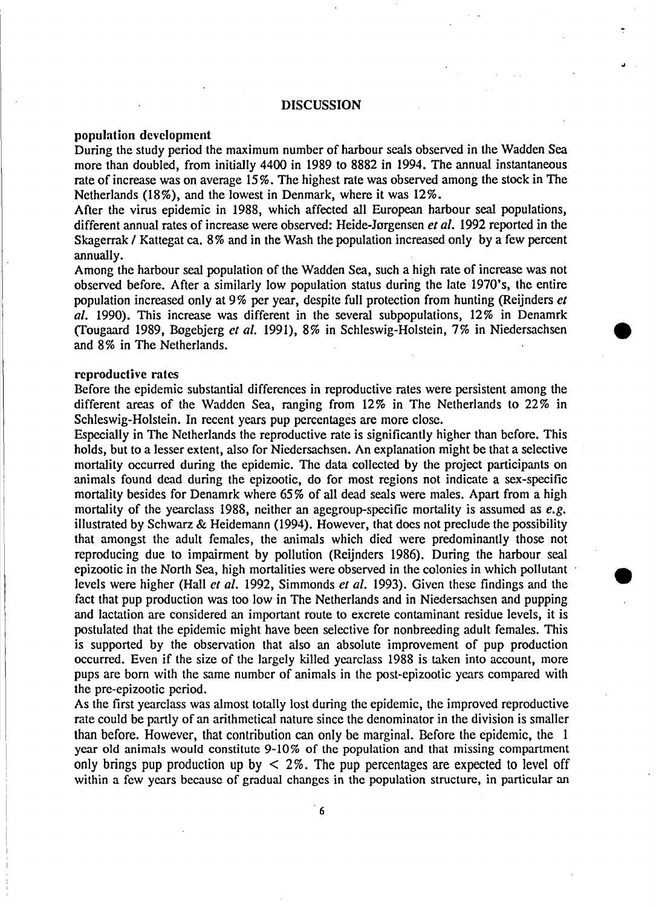# DISCUSSION

## population development

During the study period the maximum number of harbour seals observed in the Wadden Sea more than doubled, from initially 4400 in 1989 to 8882 in 1994. The annual instantaneous rate of increase was on average 15%. The highest rate was observed among the stock in The Netherlands (18%), and the lowest in Denmark, where it was 12%.

After the virus epidemic in 1988, which affected all European harbour seal populations, different annual rates of increase were observed: Heide-Jørgensen *et al.* 1992 reported in the Skagerrak / Kattegat ca. 8% and in the Wash the population increased only by a few percent annually.

Among the harbour seal population of the Wadden Sea, such a high rate of increase was not observed before. After a similarly low population status during the late 1970's, the entire population increased only at 9% per year, despite full protection from hunting (Reijnders *et al.* 1990). This increase was different in the several subpopulations, 12% in Denamrk (Tougaard 1989, Bøgebjerg *et al.* 1991), 8% in Schleswig-Holstein, 7% in Niedersachsen and 8% in The Netherlands.

## reproductive rates

Before the epidemic substantial differences in reproductive rates were persistent among the different areas of the Wadden Sea, ranging from 12% in The Netherlands to 22% in Schleswig-Holstein. In recent years pup percentages are more close.

Especially in The Netherlands the reproductive rate is significantly higher than before. This holds, but to a lesser extent, also for Niedersachsen. An explanation might be that a selective mortality occurred during the epidemic. The data collected by the project participants on animals found dead during the epizootic, do for most regions not indicate a sex-specific mortality besides for Denamrk where 65% of all dead seals were males. Apart from a high mortality of the yearclass 1988, neither an agegroup-specific mortality is assumed as *e.g.* illustrated by Schwarz & Heidemann (1994). However, that does not preclude the possibility that amongst the adult females, the animals which died were predominantly those not reproducing due to impairment by pollution (Reijnders 1986). During the harbour seal epizootic in the North Sea, high mortalities were observed in the colonies in which pollutant levels were higher (Hall *et al.* 1992, Simmonds *et al.* 1993). Given these findings and the fact that pup production was too low in The Netherlands and in Niedersachsen and pupping and lactation are considered an important route to excrete contaminant residue levels, it is postulated that the epidemic might have been selective for nonbreeding adult females. This is supported by the observation that also an absolute improvement of pup production occurred. Even if the size of the largely killed yearclass 1988 is taken into account, more pups are born with the same number of animals in the post-epizootic years compared with the pre-epizootic period.

As the first yearclass was almost totally lost during the epidemic, the improved reproductive rate could be partly of an arithmetical nature since the denominator in the division is smaller than before. However, that contribution can only be marginal. Before the epidemic, the 1 year old animals would constitute 9-10% of the population and that missing compartment only brings pup production up by < 2%. The pup percentages are expected to level off within a few years because of gradual changes in the population structure, in particular an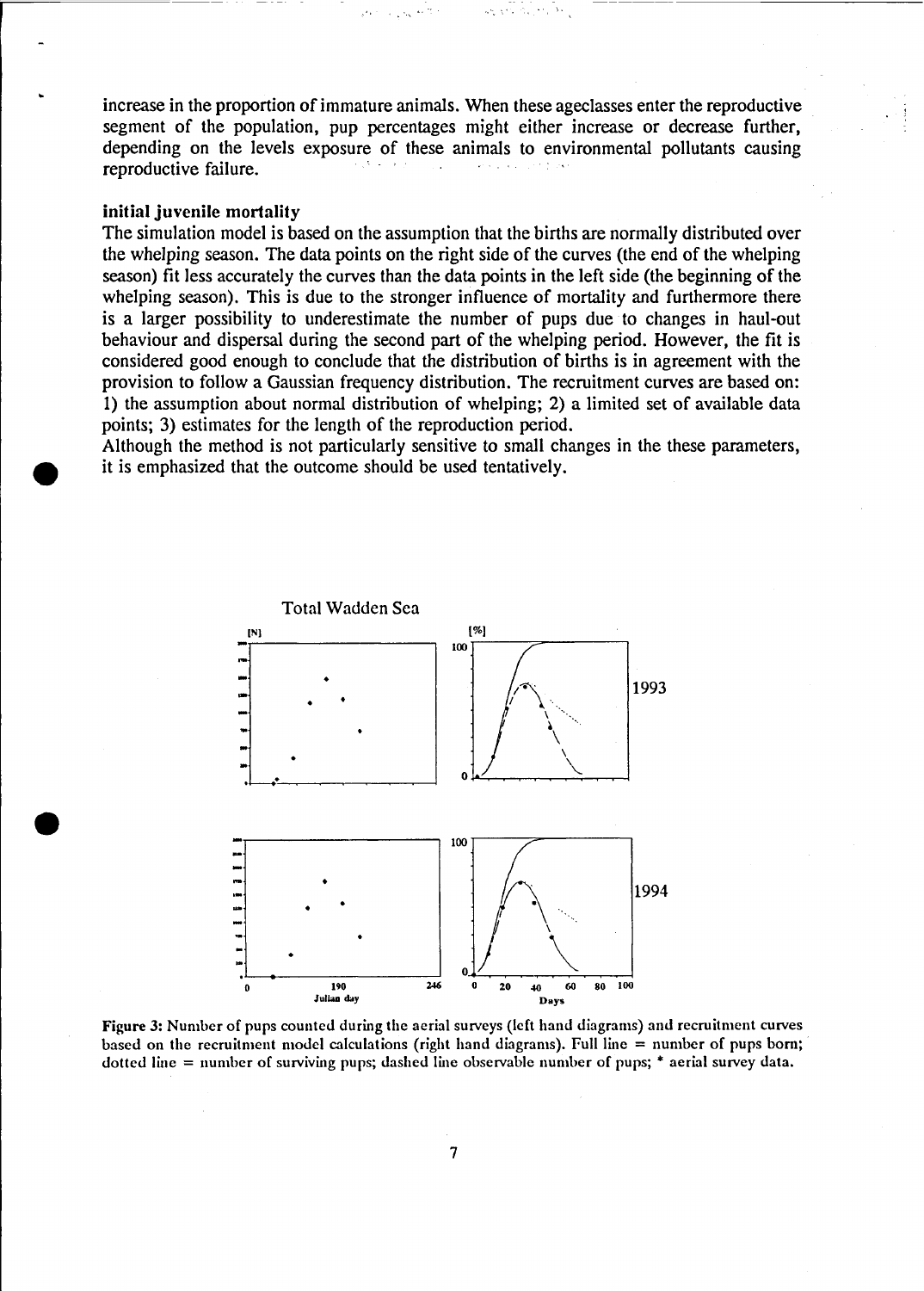increase in the proportion of immature animals. When these ageclasses enter the reproductive segment of the population, pup percentages might either increase or decrease further, depending on the levels exposure of these animals to environmental pollutants causing reproductive failure.

### initial juvenile mortality

The simulation model is based on the assumption that the births are normally distributed over the whelping season. The data points on the right side of the curves (the end of the whelping season) fit less accurately the curves than the data points in the left side (the beginning of the whelping season). This is due to the stronger influence of mortality and furthermore there is a larger possibility to underestimate the number of pups due to changes in haul-out behaviour and dispersal during the second part of the whelping period. However, the fit is considered good enough to conclude that the distribution of births is in agreement with the provision to follow a Gaussian frequency distribution. The recruitment curves are based on: 1) the assumption about normal distribution of whelping; 2) a limited set of available data points; 3) estimates for the length of the reproduction period.

Although the method is not particularly sensitive to small changes in the these parameters, it is emphasized that the outcome should be used tentatively.

**Figure 3:** Number of pups counted during the aerial surveys (left hand diagrams) and recruitment curves based on the recruitment model calculations (right hand diagrams). Full line = number of pups born; dotted line = number of surviving pups; dashed line observable number of pups; * aerial survey data.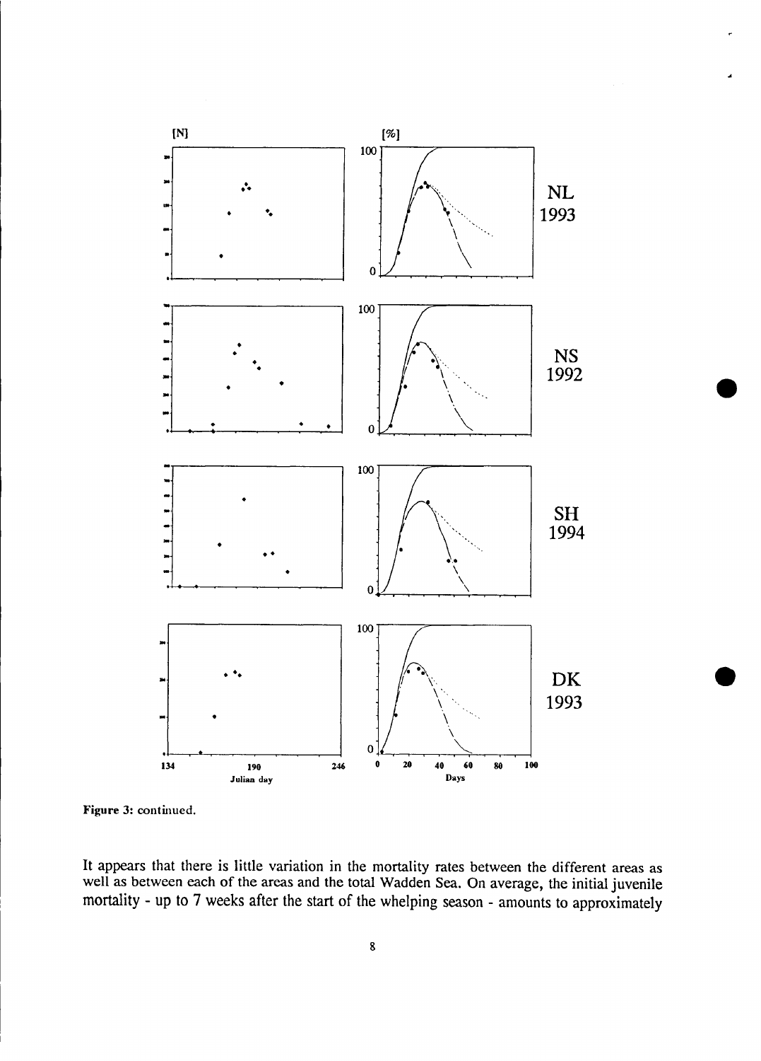**Figure 3:** continued.

It appears that there is little variation in the mortality rates between the different areas as well as between each of the areas and the total Wadden Sea. On average, the initial juvenile mortality - up to 7 weeks after the start of the whelping season - amounts to approximately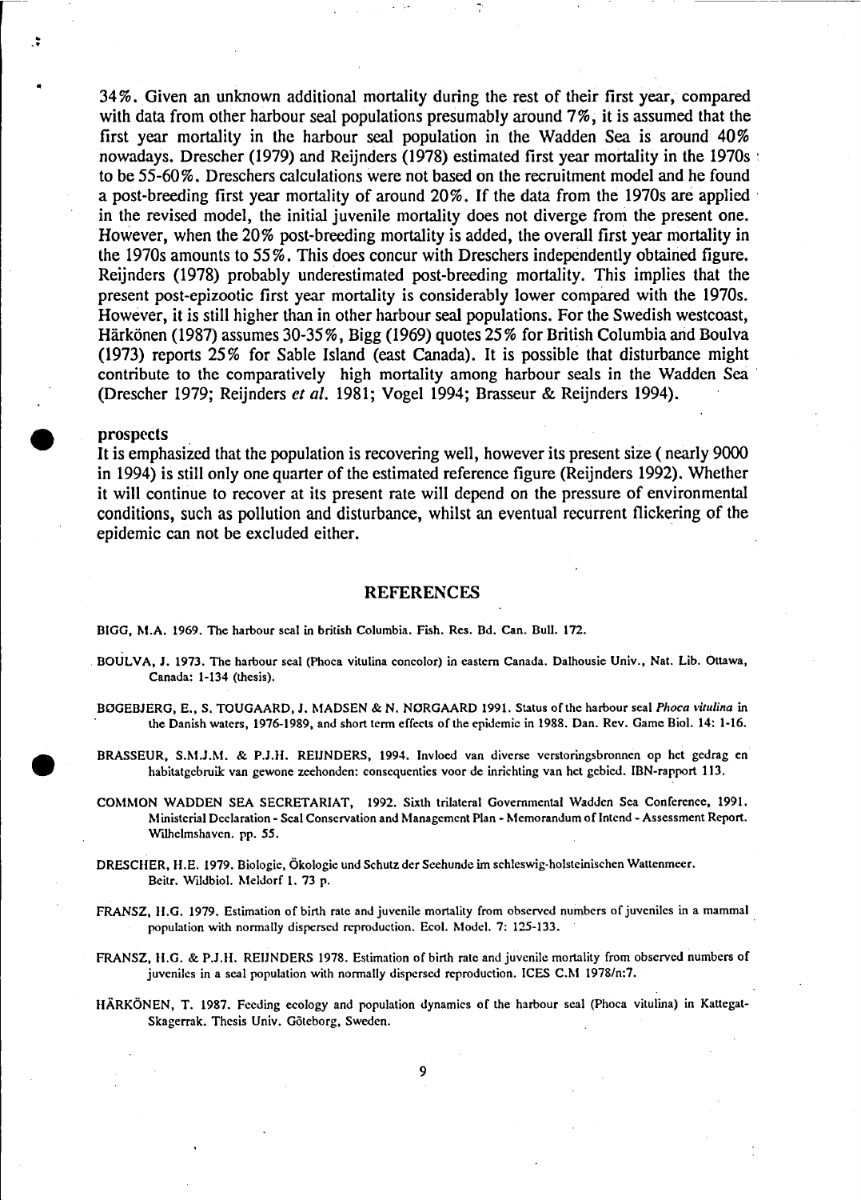34%. Given an unknown additional mortality during the rest of their first year, compared with data from other harbour seal populations presumably around 7%, it is assumed that the first year mortality in the harbour seal population in the Wadden Sea is around 40% nowadays. Drescher (1979) and Reijnders (1978) estimated first year mortality in the 1970s to be 55-60%. Dreschers calculations were not based on the recruitment model and he found a post-breeding first year mortality of around 20%. If the data from the 1970s are applied in the revised model, the initial juvenile mortality does not diverge from the present one. However, when the 20% post-breeding mortality is added, the overall first year mortality in the 1970s amounts to 55%. This does concur with Dreschers independently obtained figure. Reijnders (1978) probably underestimated post-breeding mortality. This implies that the present post-epizootic first year mortality is considerably lower compared with the 1970s. However, it is still higher than in other harbour seal populations. For the Swedish westcoast, Härkönen (1987) assumes 30-35%, Bigg (1969) quotes 25% for British Columbia and Boulva (1973) reports 25% for Sable Island (east Canada). It is possible that disturbance might contribute to the comparatively high mortality among harbour seals in the Wadden Sea (Drescher 1979; Reijnders *et al.* 1981; Vogel 1994; Brasseur & Reijnders 1994).

**prospects**

It is emphasized that the population is recovering well, however its present size ( nearly 9000 in 1994) is still only one quarter of the estimated reference figure (Reijnders 1992). Whether it will continue to recover at its present rate will depend on the pressure of environmental conditions, such as pollution and disturbance, whilst an eventual recurrent flickering of the epidemic can not be excluded either.

## REFERENCES

BIGG, M.A. 1969. The harbour seal in british Columbia. Fish. Res. Bd. Can. Bull. 172.

BOULVA, J. 1973. The harbour seal (Phoca vitulina concolor) in eastern Canada. Dalhousie Univ., Nat. Lib. Ottawa, Canada: 1-134 (thesis).

BØGEBJERG, E., S. TOUGAARD, J. MADSEN & N. NØRGAARD 1991. Status of the harbour seal *Phoca vitulina* in the Danish waters, 1976-1989, and short term effects of the epidemic in 1988. Dan. Rev. Game Biol. 14: 1-16.

BRASSEUR, S.M.J.M. & P.J.H. REIJNDERS, 1994. Invloed van diverse verstoringsbronnen op het gedrag en habitatgebruik van gewone zeehonden: consequenties voor de inrichting van het gebied. IBN-rapport 113.

COMMON WADDEN SEA SECRETARIAT, 1992. Sixth trilateral Governmental Wadden Sea Conference, 1991. Ministerial Declaration - Seal Conservation and Management Plan - Memorandum of Intend - Assessment Report. Wilhelmshaven. pp. 55.

DRESCHER, H.E. 1979. Biologie, Ökologie und Schutz der Seehunde im schleswig-holsteinischen Wattenmeer. Beitr. Wildbiol. Meldorf 1. 73 p.

FRANSZ, H.G. 1979. Estimation of birth rate and juvenile mortality from observed numbers of juveniles in a mammal population with normally dispersed reproduction. Ecol. Model. 7: 125-133.

FRANSZ, H.G. & P.J.H. REIJNDERS 1978. Estimation of birth rate and juvenile mortality from observed numbers of juveniles in a seal population with normally dispersed reproduction. ICES C.M 1978/n:7.

HÄRKÖNEN, T. 1987. Feeding ecology and population dynamics of the harbour seal (Phoca vitulina) in Kattegat-Skagerrak. Thesis Univ. Göteborg, Sweden.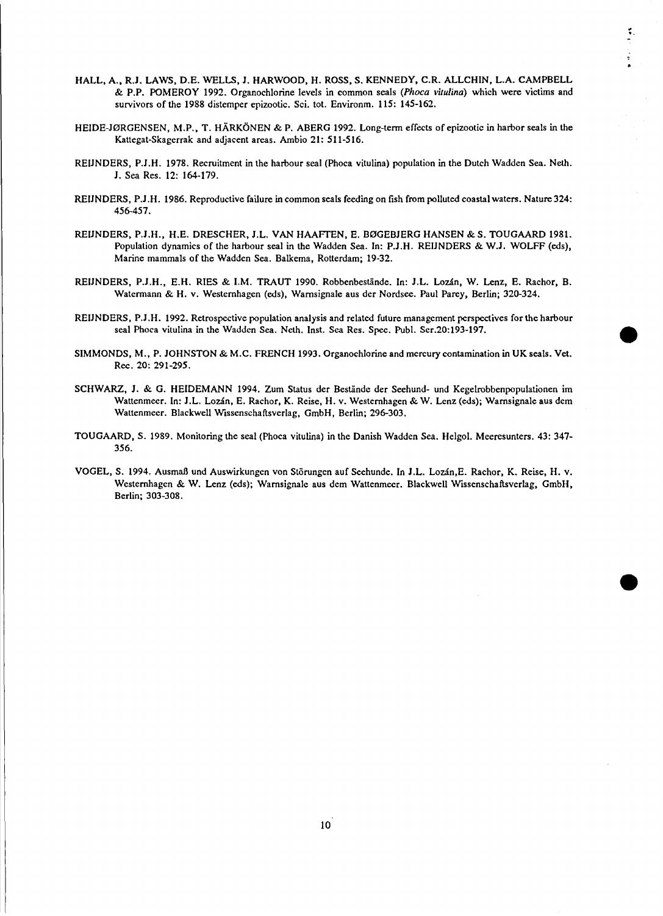HALL, A., R.J. LAWS, D.E. WELLS, J. HARWOOD, H. ROSS, S. KENNEDY, C.R. ALLCHIN, L.A. CAMPBELL & P.P. POMEROY 1992. Organochlorine levels in common seals (*Phoca vitulina*) which were victims and survivors of the 1988 distemper epizootic. Sci. tot. Environm. 115: 145-162.

HEIDE-JØRGENSEN, M.P., T. HÄRKÖNEN & P. ABERG 1992. Long-term effects of epizootic in harbor seals in the Kattegat-Skagerrak and adjacent areas. Ambio 21: 511-516.

REIJNDERS, P.J.H. 1978. Recruitment in the harbour seal (Phoca vitulina) population in the Dutch Wadden Sea. Neth. J. Sea Res. 12: 164-179.

REIJNDERS, P.J.H. 1986. Reproductive failure in common seals feeding on fish from polluted coastal waters. Nature 324: 456-457.

REIJNDERS, P.J.H., H.E. DRESCHER, J.L. VAN HAAFTEN, E. BØGEBJERG HANSEN & S. TOUGAARD 1981. Population dynamics of the harbour seal in the Wadden Sea. In: P.J.H. REIJNDERS & W.J. WOLFF (eds), Marine mammals of the Wadden Sea. Balkema, Rotterdam; 19-32.

REIJNDERS, P.J.H., E.H. RIES & I.M. TRAUT 1990. Robbenbestände. In: J.L. Lozán, W. Lenz, E. Rachor, B. Watermann & H. v. Westernhagen (eds), Warnsignale aus der Nordsee. Paul Parey, Berlin; 320-324.

REIJNDERS, P.J.H. 1992. Retrospective population analysis and related future management perspectives for the harbour seal Phoca vitulina in the Wadden Sea. Neth. Inst. Sea Res. Spec. Publ. Ser.20:193-197.

SIMMONDS, M., P. JOHNSTON & M.C. FRENCH 1993. Organochlorine and mercury contamination in UK seals. Vet. Rec. 20: 291-295.

SCHWARZ, J. & G. HEIDEMANN 1994. Zum Status der Bestände der Seehund- und Kegelrobbenpopulationen im Wattenmeer. In: J.L. Lozán, E. Rachor, K. Reise, H. v. Westernhagen & W. Lenz (eds); Warnsignale aus dem Wattenmeer. Blackwell Wissenschaftsverlag, GmbH, Berlin; 296-303.

TOUGAARD, S. 1989. Monitoring the seal (Phoca vitulina) in the Danish Wadden Sea. Helgol. Meeresunters. 43: 347-356.

VOGEL, S. 1994. Ausmaß und Auswirkungen von Störungen auf Seehunde. In J.L. Lozán,E. Rachor, K. Reise, H. v. Westernhagen & W. Lenz (eds); Warnsignale aus dem Wattenmeer. Blackwell Wissenschaftsverlag, GmbH, Berlin; 303-308.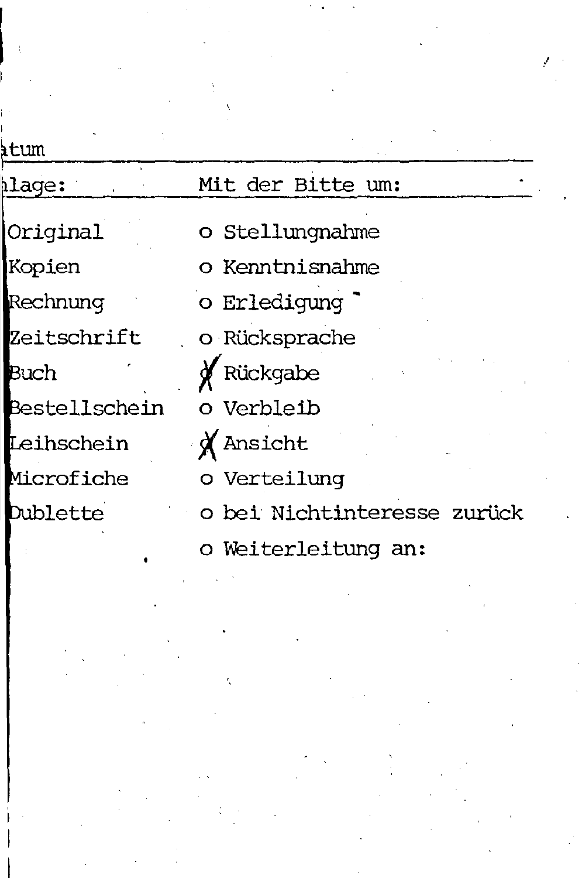atum

| lage: | Mit der Bitte um: |
|---|---|
| Original | o Stellungnahme |
| Kopien | o Kenntnisnahme |
| Rechnung | o Erledigung |
| Zeitschrift | o Rücksprache |
| Buch | X Rückgabe |
| Bestellschein | o Verbleib |
| Leihschein | X Ansicht |
| Microfiche | o Verteilung |
| Dublette | o bei Nichtinteresse zurück |
| | o Weiterleitung an: |